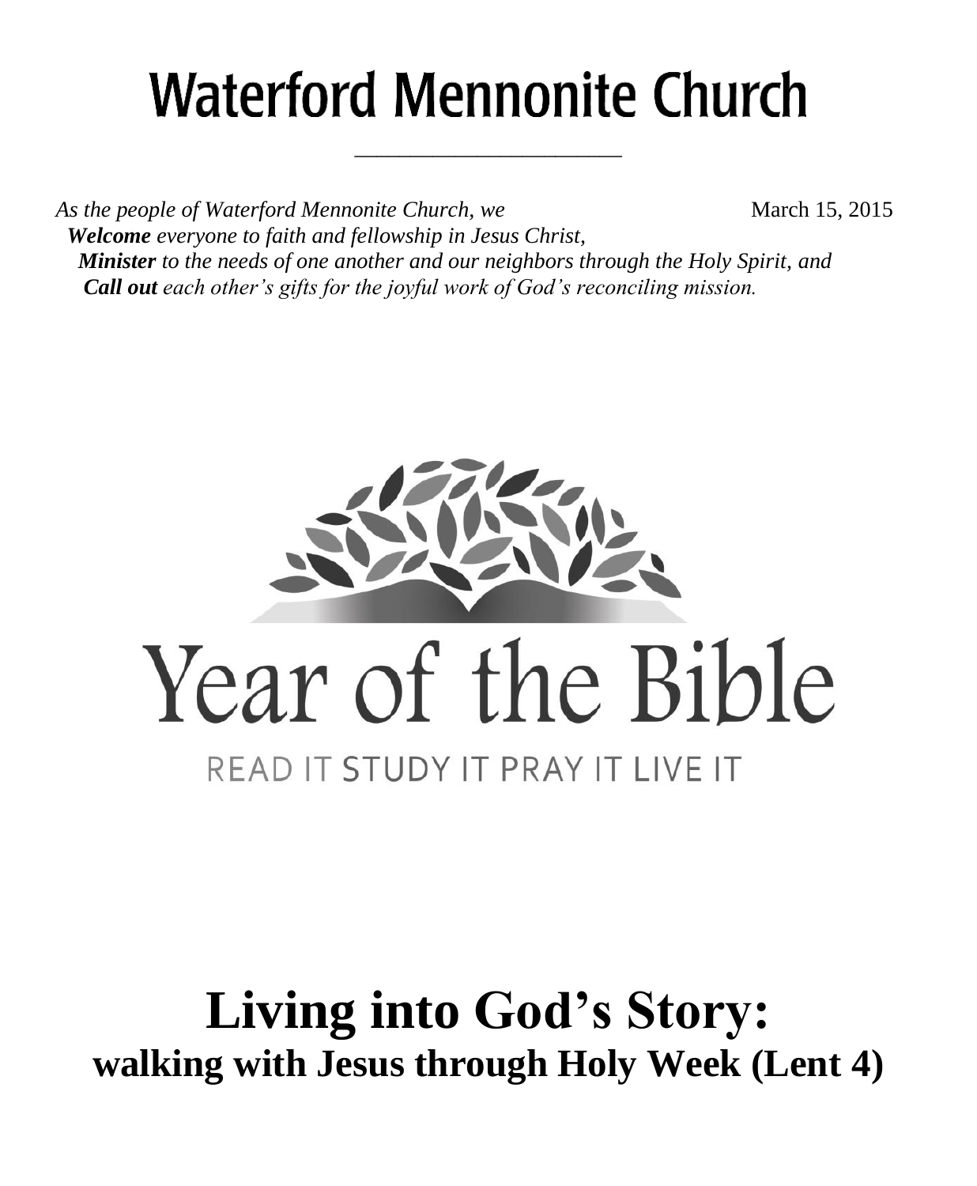# Waterford Mennonite Church

*As the people of Waterford Mennonite Church, we*

March 15, 2015

***Welcome*** *everyone to faith and fellowship in Jesus Christ,*

***Minister*** *to the needs of one another and our neighbors through the Holy Spirit, and*

***Call out*** *each other's gifts for the joyful work of God's reconciling mission.*

Year of the Bible

READ IT STUDY IT PRAY IT LIVE IT

# Living into God's Story:

## walking with Jesus through Holy Week (Lent 4)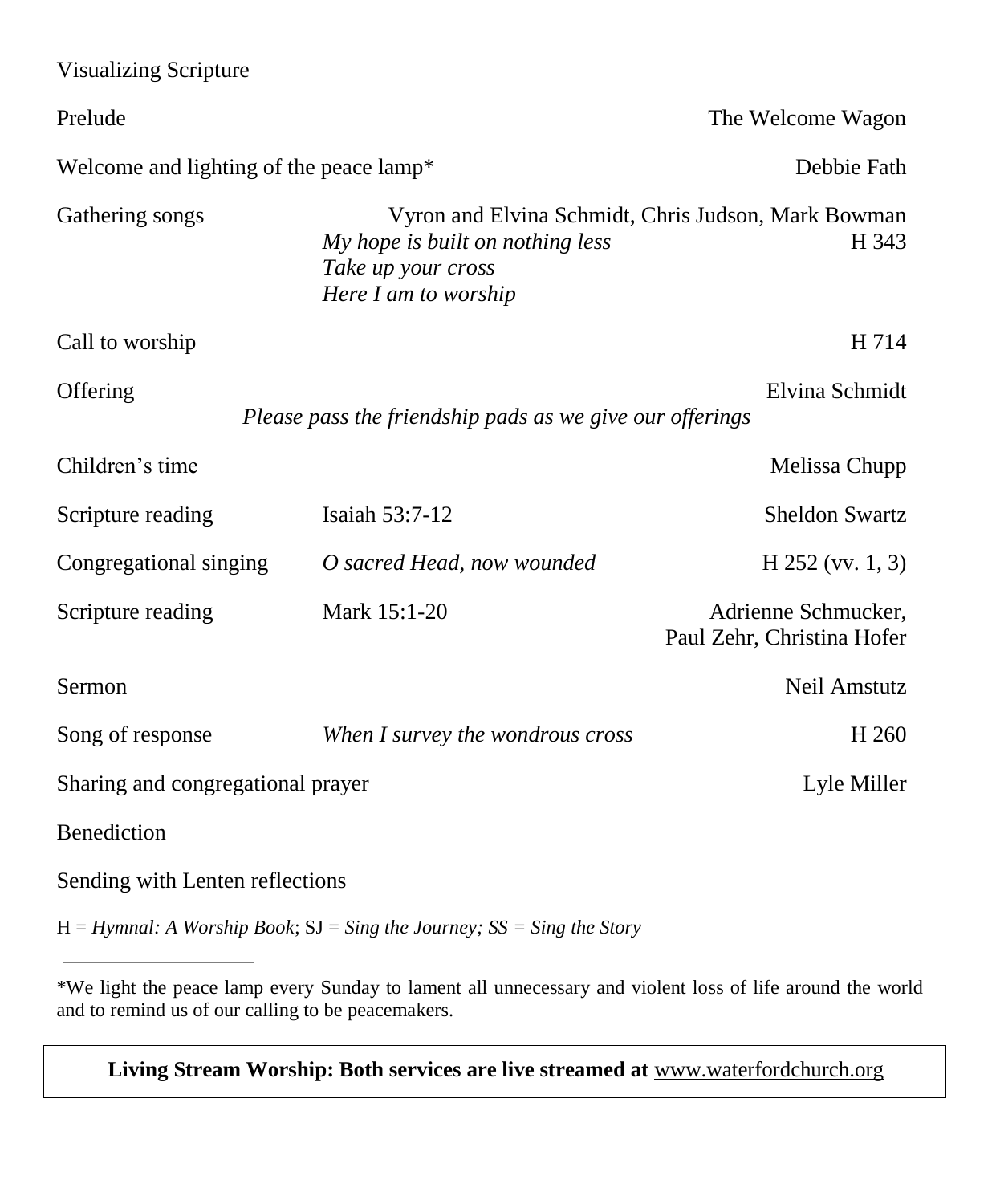Visualizing Scripture

| | | |
|---|---|---|
| Prelude | | The Welcome Wagon |
| Welcome and lighting of the peace lamp* | | Debbie Fath |
| Gathering songs | | Vyron and Elvina Schmidt, Chris Judson, Mark Bowman |
| | *My hope is built on nothing less* | H 343 |
| | *Take up your cross* | |
| | *Here I am to worship* | |
| Call to worship | | H 714 |
| Offering | | Elvina Schmidt |
| | *Please pass the friendship pads as we give our offerings* | |
| Children's time | | Melissa Chupp |
| Scripture reading | Isaiah 53:7-12 | Sheldon Swartz |
| Congregational singing | *O sacred Head, now wounded* | H 252 (vv. 1, 3) |
| Scripture reading | Mark 15:1-20 | Adrienne Schmucker, Paul Zehr, Christina Hofer |
| Sermon | | Neil Amstutz |
| Song of response | *When I survey the wondrous cross* | H 260 |
| Sharing and congregational prayer | | Lyle Miller |
| Benediction | | |
| Sending with Lenten reflections | | |

H = *Hymnal: A Worship Book*; SJ = *Sing the Journey; SS = Sing the Story*

---

*We light the peace lamp every Sunday to lament all unnecessary and violent loss of life around the world and to remind us of our calling to be peacemakers.

**Living Stream Worship: Both services are live streamed at** www.waterfordchurch.org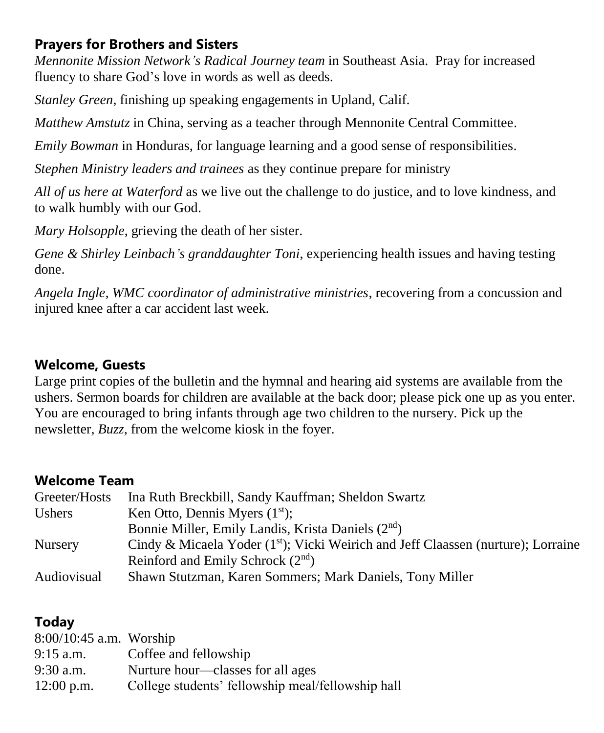## Prayers for Brothers and Sisters

*Mennonite Mission Network's Radical Journey team* in Southeast Asia. Pray for increased fluency to share God's love in words as well as deeds.

*Stanley Green*, finishing up speaking engagements in Upland, Calif.

*Matthew Amstutz* in China, serving as a teacher through Mennonite Central Committee.

*Emily Bowman* in Honduras, for language learning and a good sense of responsibilities.

*Stephen Ministry leaders and trainees* as they continue prepare for ministry

*All of us here at Waterford* as we live out the challenge to do justice, and to love kindness, and to walk humbly with our God.

*Mary Holsopple*, grieving the death of her sister.

*Gene & Shirley Leinbach's granddaughter Toni*, experiencing health issues and having testing done.

*Angela Ingle, WMC coordinator of administrative ministries*, recovering from a concussion and injured knee after a car accident last week.

## Welcome, Guests

Large print copies of the bulletin and the hymnal and hearing aid systems are available from the ushers. Sermon boards for children are available at the back door; please pick one up as you enter. You are encouraged to bring infants through age two children to the nursery. Pick up the newsletter, *Buzz,* from the welcome kiosk in the foyer.

## Welcome Team

| | |
|---|---|
| Greeter/Hosts | Ina Ruth Breckbill, Sandy Kauffman; Sheldon Swartz |
| Ushers | Ken Otto, Dennis Myers (1st); Bonnie Miller, Emily Landis, Krista Daniels (2nd) |
| Nursery | Cindy & Micaela Yoder (1st); Vicki Weirich and Jeff Claassen (nurture); Lorraine Reinford and Emily Schrock (2nd) |
| Audiovisual | Shawn Stutzman, Karen Sommers; Mark Daniels, Tony Miller |

## Today

| | |
|---|---|
| 8:00/10:45 a.m. | Worship |
| 9:15 a.m. | Coffee and fellowship |
| 9:30 a.m. | Nurture hour—classes for all ages |
| 12:00 p.m. | College students' fellowship meal/fellowship hall |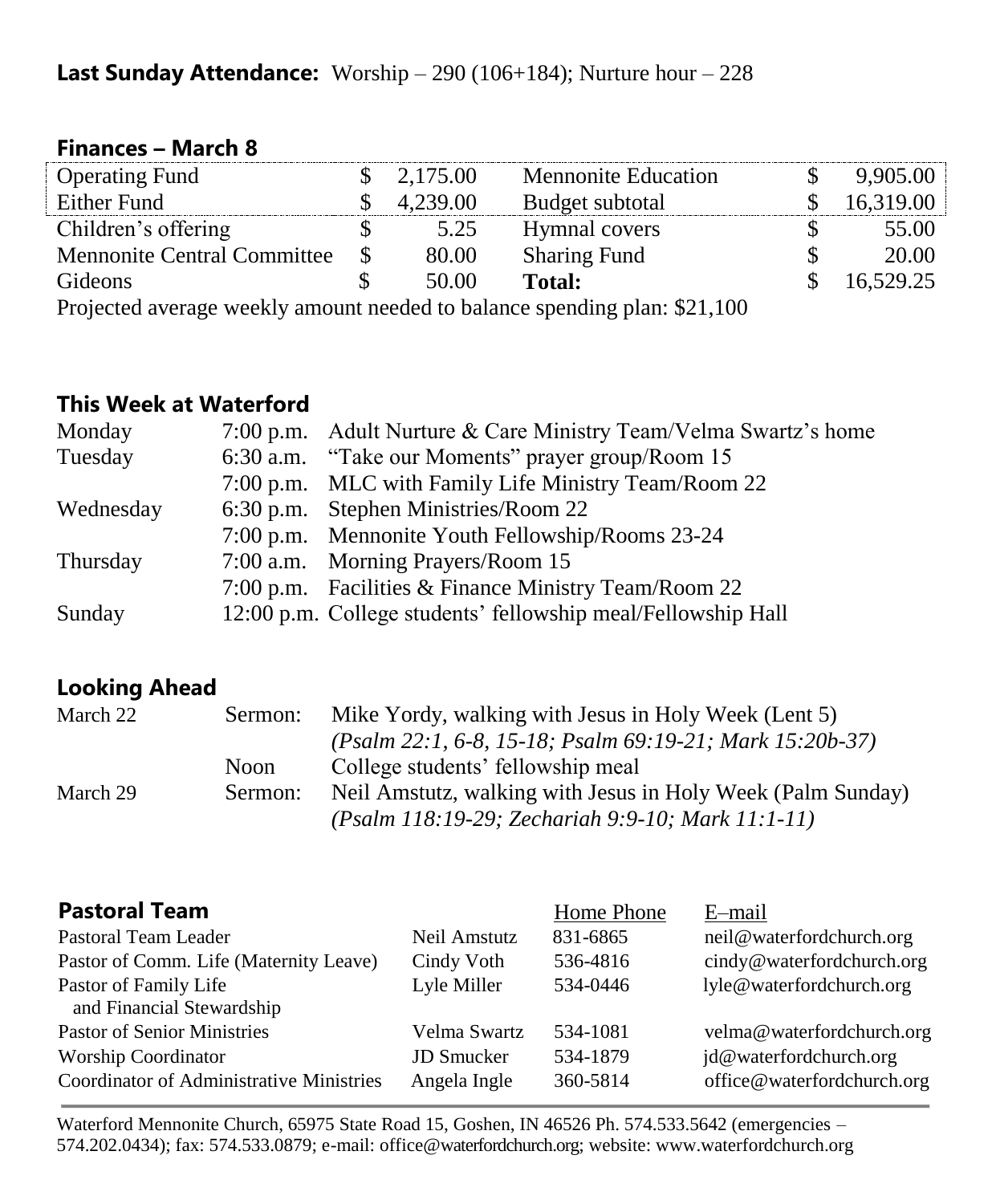**Last Sunday Attendance:** Worship – 290 (106+184); Nurture hour – 228

## Finances – March 8

| | | | |
|---|---|---|---|
| Operating Fund | $ 2,175.00 | Mennonite Education | $ 9,905.00 |
| Either Fund | $ 4,239.00 | Budget subtotal | $ 16,319.00 |
| Children's offering | $ 5.25 | Hymnal covers | $ 55.00 |
| Mennonite Central Committee | $ 80.00 | Sharing Fund | $ 20.00 |
| Gideons | $ 50.00 | **Total:** | $ 16,529.25 |

Projected average weekly amount needed to balance spending plan: $21,100

## This Week at Waterford

| | | |
|---|---|---|
| Monday | 7:00 p.m. | Adult Nurture & Care Ministry Team/Velma Swartz's home |
| Tuesday | 6:30 a.m. | "Take our Moments" prayer group/Room 15 |
| | 7:00 p.m. | MLC with Family Life Ministry Team/Room 22 |
| Wednesday | 6:30 p.m. | Stephen Ministries/Room 22 |
| | 7:00 p.m. | Mennonite Youth Fellowship/Rooms 23-24 |
| Thursday | 7:00 a.m. | Morning Prayers/Room 15 |
| | 7:00 p.m. | Facilities & Finance Ministry Team/Room 22 |
| Sunday | 12:00 p.m. | College students' fellowship meal/Fellowship Hall |

## Looking Ahead

| | | |
|---|---|---|
| March 22 | Sermon: | Mike Yordy, walking with Jesus in Holy Week (Lent 5) *(Psalm 22:1, 6-8, 15-18; Psalm 69:19-21; Mark 15:20b-37)* |
| | Noon | College students' fellowship meal |
| March 29 | Sermon: | Neil Amstutz, walking with Jesus in Holy Week (Palm Sunday) *(Psalm 118:19-29; Zechariah 9:9-10; Mark 11:1-11)* |

## Pastoral Team

| | | Home Phone | E–mail |
|---|---|---|---|
| Pastoral Team Leader | Neil Amstutz | 831-6865 | neil@waterfordchurch.org |
| Pastor of Comm. Life (Maternity Leave) | Cindy Voth | 536-4816 | cindy@waterfordchurch.org |
| Pastor of Family Life and Financial Stewardship | Lyle Miller | 534-0446 | lyle@waterfordchurch.org |
| Pastor of Senior Ministries | Velma Swartz | 534-1081 | velma@waterfordchurch.org |
| Worship Coordinator | JD Smucker | 534-1879 | jd@waterfordchurch.org |
| Coordinator of Administrative Ministries | Angela Ingle | 360-5814 | office@waterfordchurch.org |

Waterford Mennonite Church, 65975 State Road 15, Goshen, IN 46526 Ph. 574.533.5642 (emergencies – 574.202.0434); fax: 574.533.0879; e-mail: office@waterfordchurch.org; website: www.waterfordchurch.org